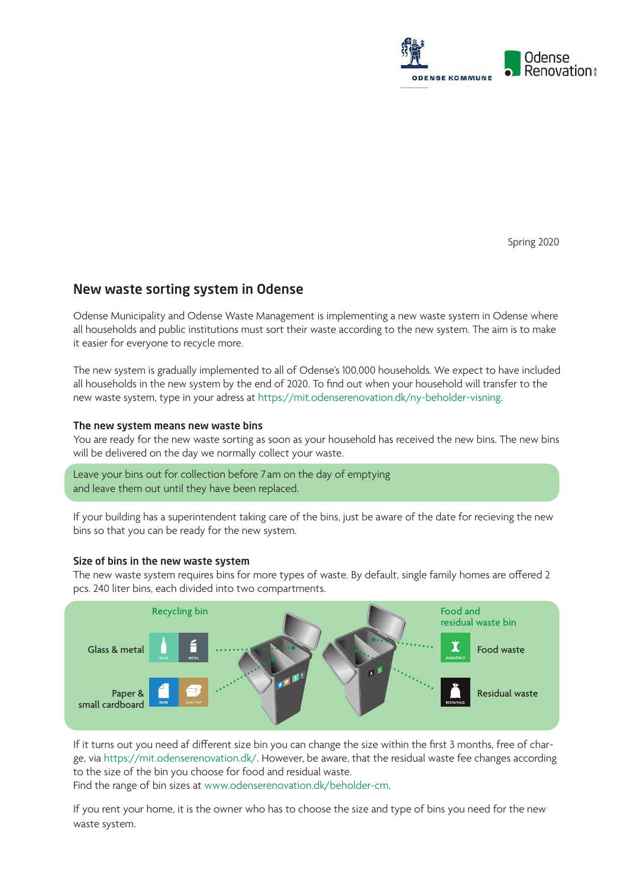Spring 2020

## New waste sorting system in Odense

Odense Municipality and Odense Waste Management is implementing a new waste system in Odense where all households and public institutions must sort their waste according to the new system. The aim is to make it easier for everyone to recycle more.

The new system is gradually implemented to all of Odense's 100,000 households. We expect to have included all households in the new system by the end of 2020. To find out when your household will transfer to the new waste system, type in your adress at https://mit.odenserenovation.dk/ny-beholder-visning.

### The new system means new waste bins

You are ready for the new waste sorting as soon as your household has received the new bins. The new bins will be delivered on the day we normally collect your waste.

Leave your bins out for collection before 7 am on the day of emptying and leave them out until they have been replaced.

If your building has a superintendent taking care of the bins, just be aware of the date for recieving the new bins so that you can be ready for the new system.

### Size of bins in the new waste system

The new waste system requires bins for more types of waste. By default, single family homes are offered 2 pcs. 240 liter bins, each divided into two compartments.

Recycling bin
- Glass & metal
- Paper & small cardboard

Food and residual waste bin
- Food waste
- Residual waste

If it turns out you need af different size bin you can change the size within the first 3 months, free of charge, via https://mit.odenserenovation.dk/. However, be aware, that the residual waste fee changes according to the size of the bin you choose for food and residual waste.
Find the range of bin sizes at www.odenserenovation.dk/beholder-cm.

If you rent your home, it is the owner who has to choose the size and type of bins you need for the new waste system.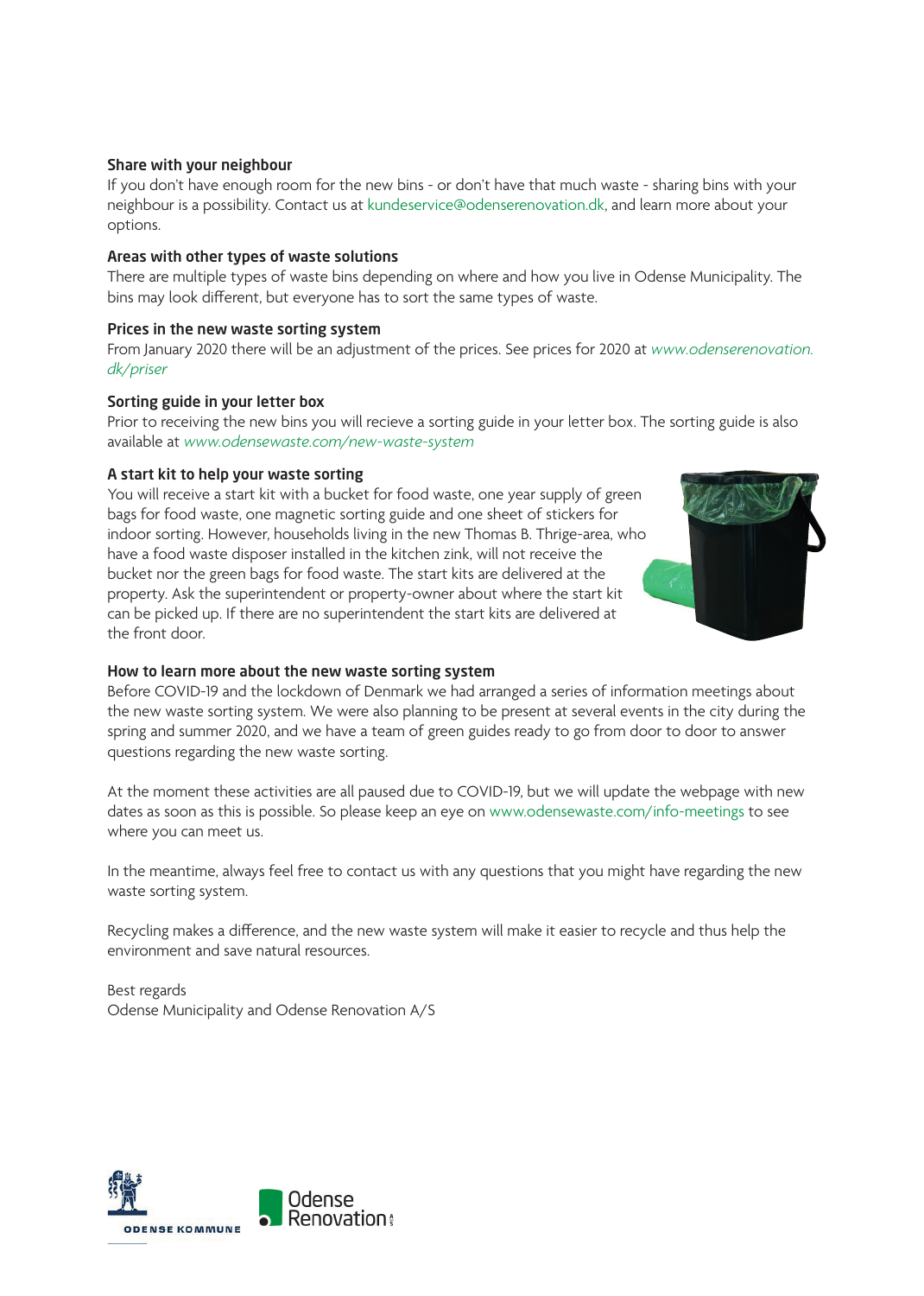### Share with your neighbour

If you don't have enough room for the new bins - or don't have that much waste - sharing bins with your neighbour is a possibility. Contact us at kundeservice@odenserenovation.dk, and learn more about your options.

### Areas with other types of waste solutions

There are multiple types of waste bins depending on where and how you live in Odense Municipality. The bins may look different, but everyone has to sort the same types of waste.

### Prices in the new waste sorting system

From January 2020 there will be an adjustment of the prices. See prices for 2020 at *www.odenserenovation.dk/priser*

### Sorting guide in your letter box

Prior to receiving the new bins you will recieve a sorting guide in your letter box. The sorting guide is also available at *www.odensewaste.com/new-waste-system*

### A start kit to help your waste sorting

You will receive a start kit with a bucket for food waste, one year supply of green bags for food waste, one magnetic sorting guide and one sheet of stickers for indoor sorting. However, households living in the new Thomas B. Thrige-area, who have a food waste disposer installed in the kitchen zink, will not receive the bucket nor the green bags for food waste. The start kits are delivered at the property. Ask the superintendent or property-owner about where the start kit can be picked up. If there are no superintendent the start kits are delivered at the front door.

### How to learn more about the new waste sorting system

Before COVID-19 and the lockdown of Denmark we had arranged a series of information meetings about the new waste sorting system. We were also planning to be present at several events in the city during the spring and summer 2020, and we have a team of green guides ready to go from door to door to answer questions regarding the new waste sorting.

At the moment these activities are all paused due to COVID-19, but we will update the webpage with new dates as soon as this is possible. So please keep an eye on www.odensewaste.com/info-meetings to see where you can meet us.

In the meantime, always feel free to contact us with any questions that you might have regarding the new waste sorting system.

Recycling makes a difference, and the new waste system will make it easier to recycle and thus help the environment and save natural resources.

Best regards
Odense Municipality and Odense Renovation A/S

ODENSE KOMMUNE

Odense Renovation A/S